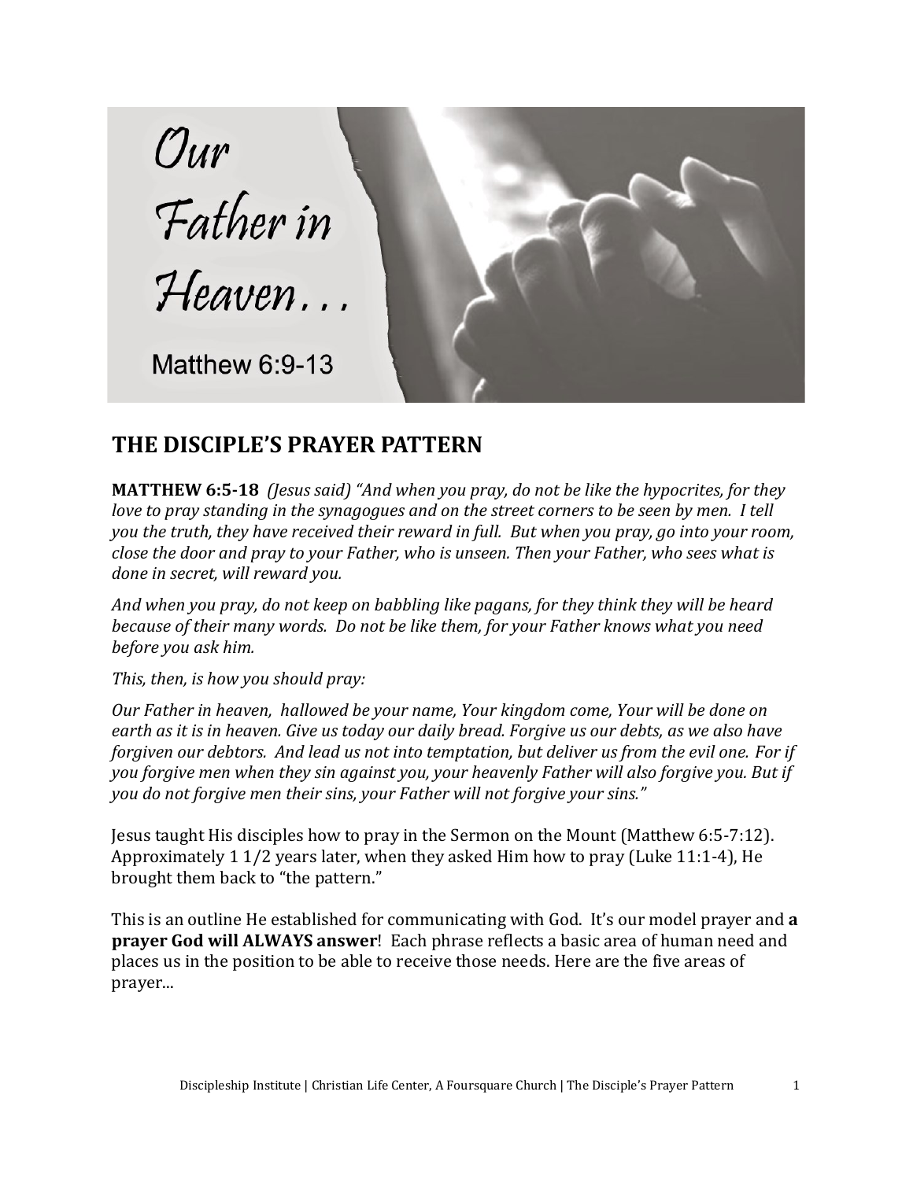Our Father in Heaven…

Matthew 6:9-13

## THE DISCIPLE'S PRAYER PATTERN

**MATTHEW 6:5-18** *(Jesus said) "And when you pray, do not be like the hypocrites, for they love to pray standing in the synagogues and on the street corners to be seen by men. I tell you the truth, they have received their reward in full. But when you pray, go into your room, close the door and pray to your Father, who is unseen. Then your Father, who sees what is done in secret, will reward you.*

*And when you pray, do not keep on babbling like pagans, for they think they will be heard because of their many words. Do not be like them, for your Father knows what you need before you ask him.*

*This, then, is how you should pray:*

*Our Father in heaven, hallowed be your name, Your kingdom come, Your will be done on earth as it is in heaven. Give us today our daily bread. Forgive us our debts, as we also have forgiven our debtors. And lead us not into temptation, but deliver us from the evil one. For if you forgive men when they sin against you, your heavenly Father will also forgive you. But if you do not forgive men their sins, your Father will not forgive your sins."*

Jesus taught His disciples how to pray in the Sermon on the Mount (Matthew 6:5-7:12). Approximately 1 1/2 years later, when they asked Him how to pray (Luke 11:1-4), He brought them back to "the pattern."

This is an outline He established for communicating with God. It's our model prayer and **a prayer God will ALWAYS answer**! Each phrase reflects a basic area of human need and places us in the position to be able to receive those needs. Here are the five areas of prayer...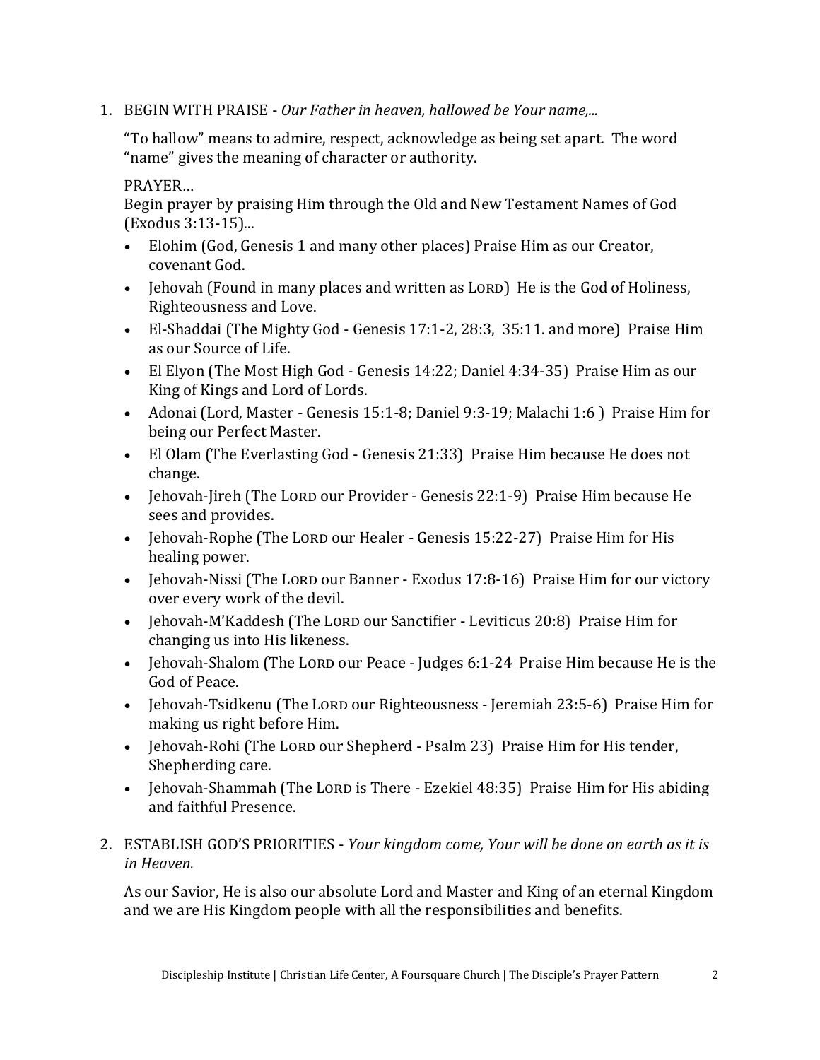1. BEGIN WITH PRAISE - *Our Father in heaven, hallowed be Your name,...*

   "To hallow" means to admire, respect, acknowledge as being set apart. The word "name" gives the meaning of character or authority.

   PRAYER…
   Begin prayer by praising Him through the Old and New Testament Names of God (Exodus 3:13-15)...

   - Elohim (God, Genesis 1 and many other places) Praise Him as our Creator, covenant God.
   - Jehovah (Found in many places and written as LORD) He is the God of Holiness, Righteousness and Love.
   - El-Shaddai (The Mighty God - Genesis 17:1-2, 28:3, 35:11. and more) Praise Him as our Source of Life.
   - El Elyon (The Most High God - Genesis 14:22; Daniel 4:34-35) Praise Him as our King of Kings and Lord of Lords.
   - Adonai (Lord, Master - Genesis 15:1-8; Daniel 9:3-19; Malachi 1:6 ) Praise Him for being our Perfect Master.
   - El Olam (The Everlasting God - Genesis 21:33) Praise Him because He does not change.
   - Jehovah-Jireh (The LORD our Provider - Genesis 22:1-9) Praise Him because He sees and provides.
   - Jehovah-Rophe (The LORD our Healer - Genesis 15:22-27) Praise Him for His healing power.
   - Jehovah-Nissi (The LORD our Banner - Exodus 17:8-16) Praise Him for our victory over every work of the devil.
   - Jehovah-M'Kaddesh (The LORD our Sanctifier - Leviticus 20:8) Praise Him for changing us into His likeness.
   - Jehovah-Shalom (The LORD our Peace - Judges 6:1-24 Praise Him because He is the God of Peace.
   - Jehovah-Tsidkenu (The LORD our Righteousness - Jeremiah 23:5-6) Praise Him for making us right before Him.
   - Jehovah-Rohi (The LORD our Shepherd - Psalm 23) Praise Him for His tender, Shepherding care.
   - Jehovah-Shammah (The LORD is There - Ezekiel 48:35) Praise Him for His abiding and faithful Presence.

2. ESTABLISH GOD'S PRIORITIES - *Your kingdom come, Your will be done on earth as it is in Heaven.*

   As our Savior, He is also our absolute Lord and Master and King of an eternal Kingdom and we are His Kingdom people with all the responsibilities and benefits.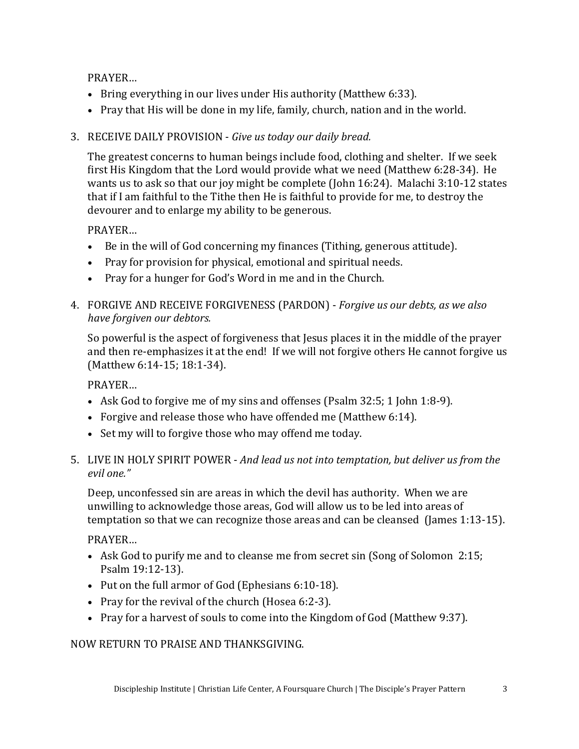PRAYER…

- Bring everything in our lives under His authority (Matthew 6:33).
- Pray that His will be done in my life, family, church, nation and in the world.

3. RECEIVE DAILY PROVISION - *Give us today our daily bread.*

   The greatest concerns to human beings include food, clothing and shelter. If we seek first His Kingdom that the Lord would provide what we need (Matthew 6:28-34). He wants us to ask so that our joy might be complete (John 16:24). Malachi 3:10-12 states that if I am faithful to the Tithe then He is faithful to provide for me, to destroy the devourer and to enlarge my ability to be generous.

   PRAYER…

   - Be in the will of God concerning my finances (Tithing, generous attitude).
   - Pray for provision for physical, emotional and spiritual needs.
   - Pray for a hunger for God's Word in me and in the Church.

4. FORGIVE AND RECEIVE FORGIVENESS (PARDON) - *Forgive us our debts, as we also have forgiven our debtors.*

   So powerful is the aspect of forgiveness that Jesus places it in the middle of the prayer and then re-emphasizes it at the end! If we will not forgive others He cannot forgive us (Matthew 6:14-15; 18:1-34).

   PRAYER…

   - Ask God to forgive me of my sins and offenses (Psalm 32:5; 1 John 1:8-9).
   - Forgive and release those who have offended me (Matthew 6:14).
   - Set my will to forgive those who may offend me today.

5. LIVE IN HOLY SPIRIT POWER - *And lead us not into temptation, but deliver us from the evil one."*

   Deep, unconfessed sin are areas in which the devil has authority. When we are unwilling to acknowledge those areas, God will allow us to be led into areas of temptation so that we can recognize those areas and can be cleansed (James 1:13-15).

   PRAYER…

   - Ask God to purify me and to cleanse me from secret sin (Song of Solomon 2:15; Psalm 19:12-13).
   - Put on the full armor of God (Ephesians 6:10-18).
   - Pray for the revival of the church (Hosea 6:2-3).
   - Pray for a harvest of souls to come into the Kingdom of God (Matthew 9:37).

NOW RETURN TO PRAISE AND THANKSGIVING.